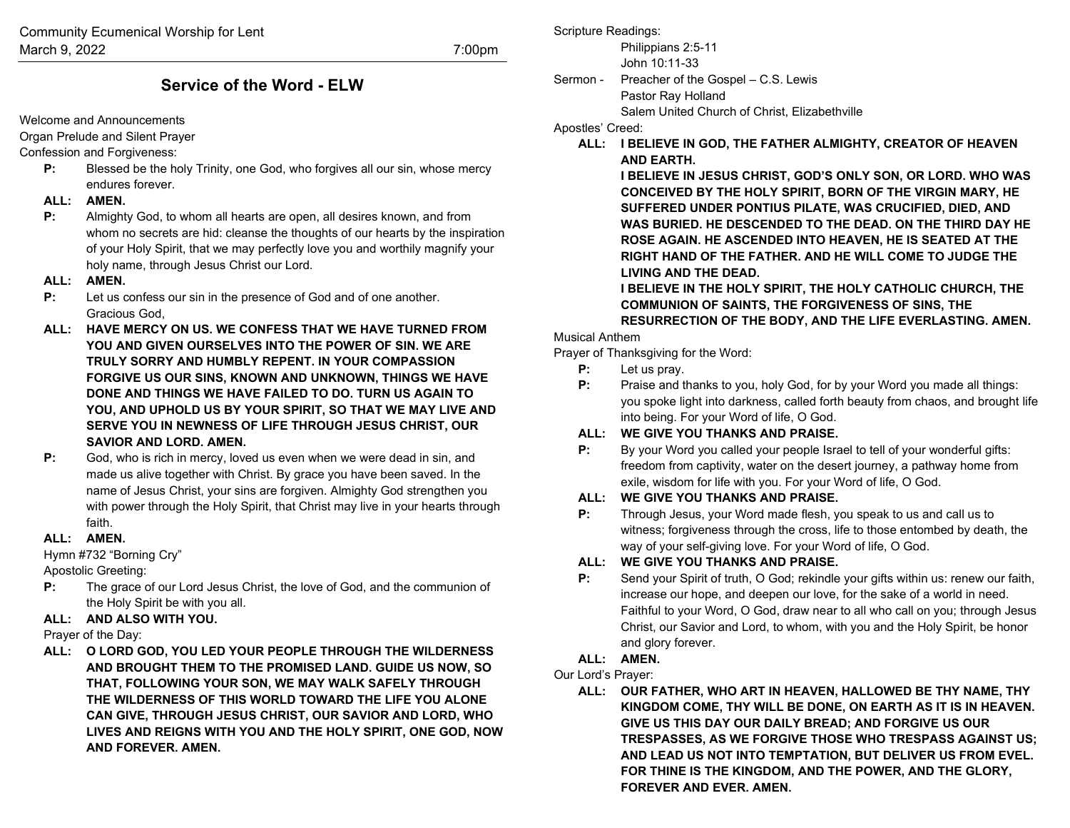Community Ecumenical Worship for Lent
March 9, 2022 7:00pm

## Service of the Word - ELW

Welcome and Announcements

Organ Prelude and Silent Prayer

Confession and Forgiveness:

**P:** Blessed be the holy Trinity, one God, who forgives all our sin, whose mercy endures forever.

**ALL: AMEN.**

**P:** Almighty God, to whom all hearts are open, all desires known, and from whom no secrets are hid: cleanse the thoughts of our hearts by the inspiration of your Holy Spirit, that we may perfectly love you and worthily magnify your holy name, through Jesus Christ our Lord.

**ALL: AMEN.**

**P:** Let us confess our sin in the presence of God and of one another. Gracious God,

**ALL: HAVE MERCY ON US. WE CONFESS THAT WE HAVE TURNED FROM YOU AND GIVEN OURSELVES INTO THE POWER OF SIN. WE ARE TRULY SORRY AND HUMBLY REPENT. IN YOUR COMPASSION FORGIVE US OUR SINS, KNOWN AND UNKNOWN, THINGS WE HAVE DONE AND THINGS WE HAVE FAILED TO DO. TURN US AGAIN TO YOU, AND UPHOLD US BY YOUR SPIRIT, SO THAT WE MAY LIVE AND SERVE YOU IN NEWNESS OF LIFE THROUGH JESUS CHRIST, OUR SAVIOR AND LORD. AMEN.**

**P:** God, who is rich in mercy, loved us even when we were dead in sin, and made us alive together with Christ. By grace you have been saved. In the name of Jesus Christ, your sins are forgiven. Almighty God strengthen you with power through the Holy Spirit, that Christ may live in your hearts through faith.

**ALL: AMEN.**

Hymn #732 "Borning Cry"

Apostolic Greeting:

**P:** The grace of our Lord Jesus Christ, the love of God, and the communion of the Holy Spirit be with you all.

**ALL: AND ALSO WITH YOU.**

Prayer of the Day:

**ALL: O LORD GOD, YOU LED YOUR PEOPLE THROUGH THE WILDERNESS AND BROUGHT THEM TO THE PROMISED LAND. GUIDE US NOW, SO THAT, FOLLOWING YOUR SON, WE MAY WALK SAFELY THROUGH THE WILDERNESS OF THIS WORLD TOWARD THE LIFE YOU ALONE CAN GIVE, THROUGH JESUS CHRIST, OUR SAVIOR AND LORD, WHO LIVES AND REIGNS WITH YOU AND THE HOLY SPIRIT, ONE GOD, NOW AND FOREVER. AMEN.**

Scripture Readings:

Philippians 2:5-11
John 10:11-33

Sermon - Preacher of the Gospel – C.S. Lewis
Pastor Ray Holland
Salem United Church of Christ, Elizabethville

Apostles' Creed:

**ALL: I BELIEVE IN GOD, THE FATHER ALMIGHTY, CREATOR OF HEAVEN AND EARTH.**

**I BELIEVE IN JESUS CHRIST, GOD'S ONLY SON, OR LORD. WHO WAS CONCEIVED BY THE HOLY SPIRIT, BORN OF THE VIRGIN MARY, HE SUFFERED UNDER PONTIUS PILATE, WAS CRUCIFIED, DIED, AND WAS BURIED. HE DESCENDED TO THE DEAD. ON THE THIRD DAY HE ROSE AGAIN. HE ASCENDED INTO HEAVEN, HE IS SEATED AT THE RIGHT HAND OF THE FATHER. AND HE WILL COME TO JUDGE THE LIVING AND THE DEAD.**

**I BELIEVE IN THE HOLY SPIRIT, THE HOLY CATHOLIC CHURCH, THE COMMUNION OF SAINTS, THE FORGIVENESS OF SINS, THE RESURRECTION OF THE BODY, AND THE LIFE EVERLASTING. AMEN.**

Musical Anthem

Prayer of Thanksgiving for the Word:

**P:** Let us pray.

**P:** Praise and thanks to you, holy God, for by your Word you made all things: you spoke light into darkness, called forth beauty from chaos, and brought life into being. For your Word of life, O God.

**ALL: WE GIVE YOU THANKS AND PRAISE.**

**P:** By your Word you called your people Israel to tell of your wonderful gifts: freedom from captivity, water on the desert journey, a pathway home from exile, wisdom for life with you. For your Word of life, O God.

**ALL: WE GIVE YOU THANKS AND PRAISE.**

**P:** Through Jesus, your Word made flesh, you speak to us and call us to witness; forgiveness through the cross, life to those entombed by death, the way of your self-giving love. For your Word of life, O God.

**ALL: WE GIVE YOU THANKS AND PRAISE.**

**P:** Send your Spirit of truth, O God; rekindle your gifts within us: renew our faith, increase our hope, and deepen our love, for the sake of a world in need. Faithful to your Word, O God, draw near to all who call on you; through Jesus Christ, our Savior and Lord, to whom, with you and the Holy Spirit, be honor and glory forever.

**ALL: AMEN.**

Our Lord's Prayer:

**ALL: OUR FATHER, WHO ART IN HEAVEN, HALLOWED BE THY NAME, THY KINGDOM COME, THY WILL BE DONE, ON EARTH AS IT IS IN HEAVEN. GIVE US THIS DAY OUR DAILY BREAD; AND FORGIVE US OUR TRESPASSES, AS WE FORGIVE THOSE WHO TRESPASS AGAINST US; AND LEAD US NOT INTO TEMPTATION, BUT DELIVER US FROM EVEL. FOR THINE IS THE KINGDOM, AND THE POWER, AND THE GLORY, FOREVER AND EVER. AMEN.**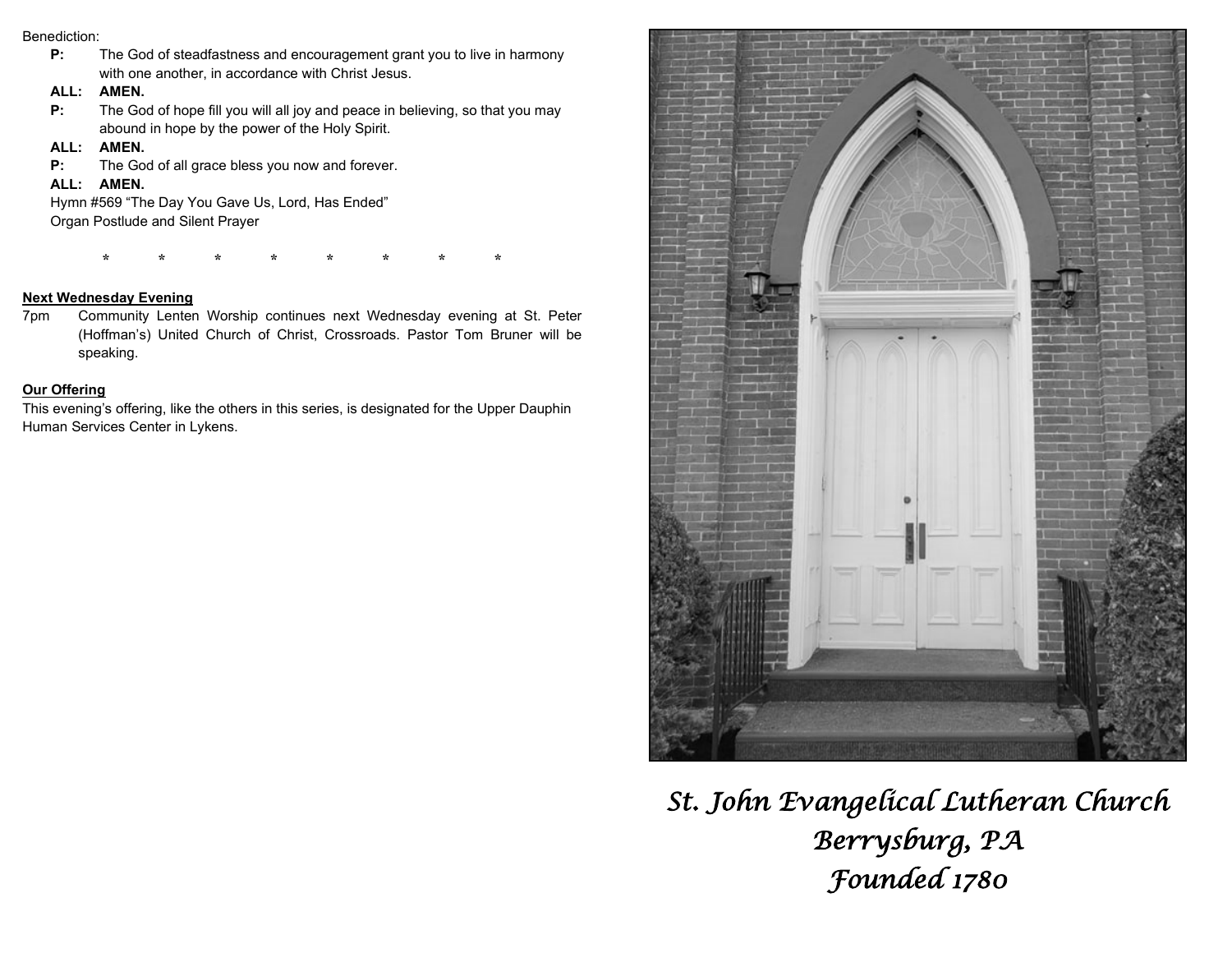Benediction:

**P:** The God of steadfastness and encouragement grant you to live in harmony with one another, in accordance with Christ Jesus.

**ALL: AMEN.**

**P:** The God of hope fill you will all joy and peace in believing, so that you may abound in hope by the power of the Holy Spirit.

**ALL: AMEN.**

**P:** The God of all grace bless you now and forever.

**ALL: AMEN.**

Hymn #569 "The Day You Gave Us, Lord, Has Ended"

Organ Postlude and Silent Prayer

\* \* \* \* \* \* \* \*

**Next Wednesday Evening**

7pm Community Lenten Worship continues next Wednesday evening at St. Peter (Hoffman's) United Church of Christ, Crossroads. Pastor Tom Bruner will be speaking.

**Our Offering**

This evening's offering, like the others in this series, is designated for the Upper Dauphin Human Services Center in Lykens.

*St. John Evangelical Lutheran Church*
*Berrysburg, PA*
*Founded 1780*